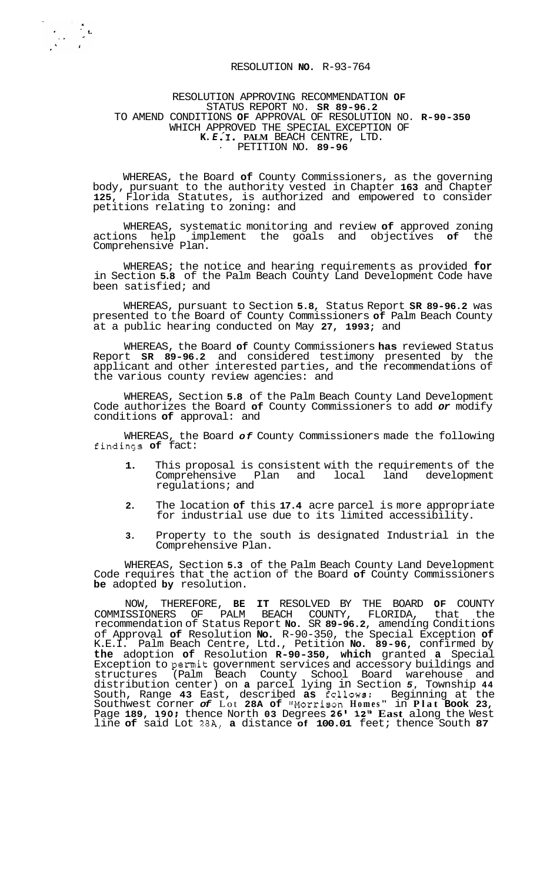RESOLUTION **NO.** R-93-764

RESOLUTION APPROVING RECOMMENDATION **OF**
STATUS REPORT NO. **SR 89-96.2**
TO AMEND CONDITIONS **OF** APPROVAL OF RESOLUTION NO. **R-90-350**
WHICH APPROVED THE SPECIAL EXCEPTION OF
**K.E.I. PALM** BEACH CENTRE, LTD.
PETITION NO. **89-96**

WHEREAS, the Board **of** County Commissioners, as the governing body, pursuant to the authority vested in Chapter **163** and Chapter **125**, Florida Statutes, is authorized and empowered to consider petitions relating to zoning: and

WHEREAS, systematic monitoring and review **of** approved zoning actions help implement the goals and objectives **of** the Comprehensive Plan.

WHEREAS; the notice and hearing requirements as provided **for** in Section **5.8** of the Palm Beach County Land Development Code have been satisfied; and

WHEREAS, pursuant to Section **5.8**, Status Report **SR 89-96.2** was presented to the Board of County Commissioners **of** Palm Beach County at a public hearing conducted on May **27, 1993**; and

WHEREAS, the Board **of** County Commissioners **has** reviewed Status Report **SR 89-96.2** and considered testimony presented by the applicant and other interested parties, and the recommendations of the various county review agencies: and

WHEREAS, Section **5.8** of the Palm Beach County Land Development Code authorizes the Board **of** County Commissioners to add ***or*** modify conditions **of** approval: and

WHEREAS, the Board ***of*** County Commissioners made the following findings **of** fact:

1. This proposal is consistent with the requirements of the Comprehensive Plan and local land development regulations; and
2. The location **of** this **17.4** acre parcel is more appropriate for industrial use due to its limited accessibility.
3. Property to the south is designated Industrial in the Comprehensive Plan.

WHEREAS, Section **5.3** of the Palm Beach County Land Development Code requires that the action of the Board **of** County Commissioners **be** adopted **by** resolution.

NOW, THEREFORE, **BE IT** RESOLVED BY THE BOARD **OF** COUNTY COMMISSIONERS OF PALM BEACH COUNTY, FLORIDA, that the recommendation of Status Report **No.** SR **89-96.2**, amending Conditions of Approval **of** Resolution **No.** R-90-350, the Special Exception **of** K.E.I. Palm Beach Centre, Ltd., Petition **No. 89-96**, confirmed by **the** adoption **of** Resolution **R-90-350, which** granted **a** Special Exception to permit government services and accessory buildings and structures (Palm Beach County School Board warehouse and distribution center) on **a** parcel lying in Section **5**, Township **44** South, Range **43** East, described **as** follows: Beginning at the Southwest corner ***of*** Lot **28A of** "Morrison **Homes**" in **Plat Book 23**, Page **189, 190;** thence North **03** Degrees **26' 12" East** along the West line **of** said Lot 28A, **a** distance **of 100.01** feet; thence South **87**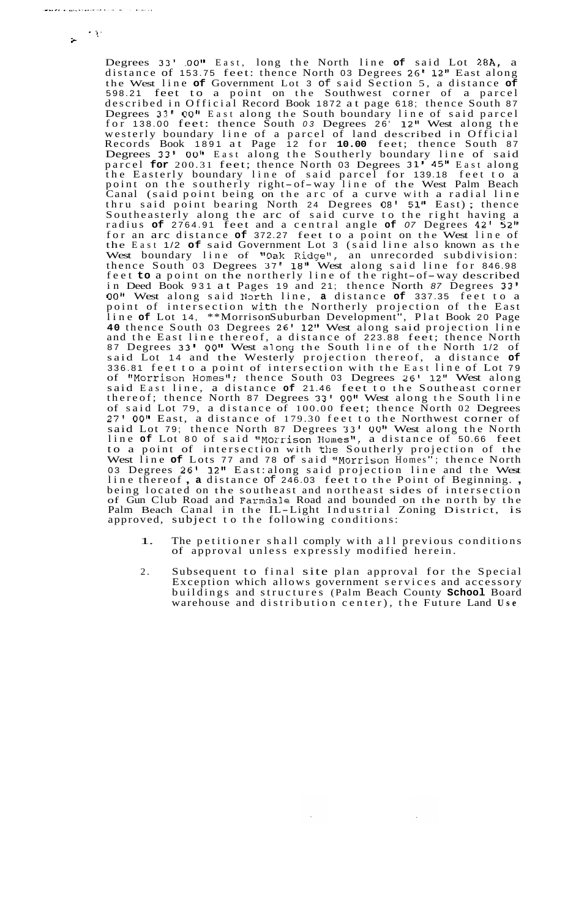Degrees 33' 00" East, long the North line of said Lot 28A, a distance of 153.75 feet: thence North 03 Degrees 26' 12" East along the West line of Government Lot 3 of said Section 5, a distance of 598.21 feet to a point on the Southwest corner of a parcel described in Official Record Book 1872 at page 618; thence South 87 Degrees 33' 00" East along the South boundary line of said parcel for 138.00 feet: thence South 03 Degrees 26' 12" West along the westerly boundary line of a parcel of land described in Official Records Book 1891 at Page 12 for **10.00** feet; thence South 87 Degrees 33' 00" East along the Southerly boundary line of said parcel **for** 200.31 feet; thence North 03 Degrees 31' 45" East along the Easterly boundary line of said parcel for 139.18 feet to a point on the southerly right-of-way line of the West Palm Beach Canal (said point being on the arc of a curve with a radial line thru said point bearing North 24 Degrees 08' 51" East); thence Southeasterly along the arc of said curve to the right having a radius **of** 2764.91 feet and a central angle **of** 07 Degrees 42' 52" for an arc distance **of** 372.27 feet to a point on the West line of the East 1/2 **of** said Government Lot 3 (said line also known as the West boundary line of "Oak Ridge", an unrecorded subdivision: thence South 03 Degrees 37' 18" West along said line for 846.98 feet **to** a point on the northerly line of the right-of-way described in Deed Book 931 at Pages 19 and 21; thence North 87 Degrees 33' 00" West along said North line, **a** distance **of** 337.35 feet to a point of intersection with the Northerly projection of the East line **of** Lot 14, **MorrisonSuburban Development", Plat Book 20 Page **40** thence South 03 Degrees 26' 12" West along said projection line and the East line thereof, a distance of 223.88 feet; thence North 87 Degrees 33' 00" West along the South line of the North 1/2 of said Lot 14 and the Westerly projection thereof, a distance **of** 336.81 feet to a point of intersection with the East line of Lot 79 of "Morrison Homes"; thence South 03 Degrees 26' 12" West along said East line, a distance **of** 21.46 feet to the Southeast corner thereof; thence North 87 Degrees 33' 00" West along the South line of said Lot 79, a distance of 100.00 feet; thence North 02 Degrees 27' 00" East, a distance of 179.30 feet to the Northwest corner of said Lot 79; thence North 87 Degrees 33' 00" West along the North line **of** Lot 80 of said "Morrison Homes", a distance of 50.66 feet to a point of intersection with the Southerly projection of the West line **of** Lots 77 and 78 of said "Morrison Homes"; thence North 03 Degrees 26' 12" East: along said projection line and the West line thereof **, a** distance of 246.03 feet to the Point of Beginning. **,** being located on the southeast and northeast sides of intersection of Gun Club Road and Farmdale Road and bounded on the north by the Palm Beach Canal in the IL-Light Industrial Zoning District, is approved, subject to the following conditions:

1. The petitioner shall comply with all previous conditions of approval unless expressly modified herein.

2. Subsequent to final site plan approval for the Special Exception which allows government services and accessory buildings and structures (Palm Beach County **School** Board warehouse and distribution center), the Future Land Use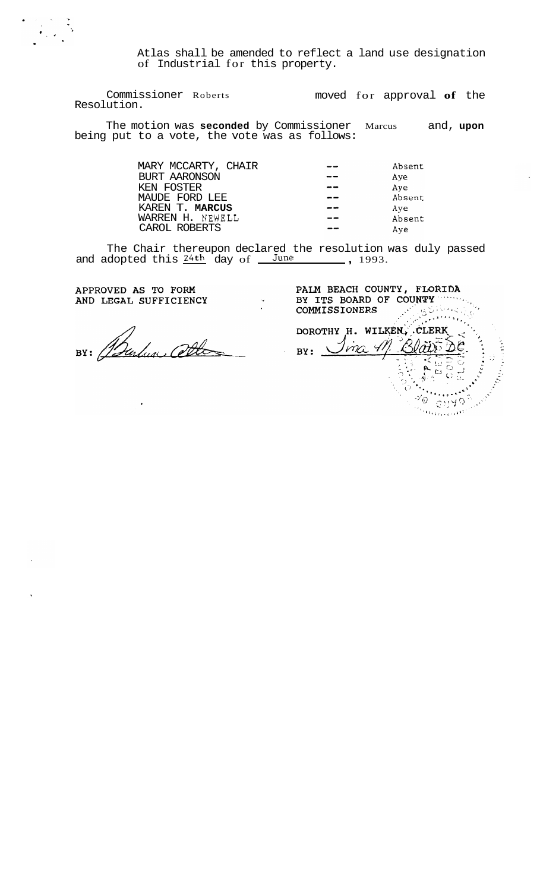Atlas shall be amended to reflect a land use designation of Industrial for this property.

Commissioner Roberts moved for approval of the Resolution.

The motion was seconded by Commissioner Marcus and, upon being put to a vote, the vote was as follows:

| | | |
|---|---|---|
| MARY MCCARTY, CHAIR | -- | Absent |
| BURT AARONSON | -- | Aye |
| KEN FOSTER | -- | Aye |
| MAUDE FORD LEE | -- | Absent |
| KAREN T. MARCUS | -- | Aye |
| WARREN H. NEWELL | -- | Absent |
| CAROL ROBERTS | -- | Aye |

The Chair thereupon declared the resolution was duly passed and adopted this 24th day of June, 1993.

APPROVED AS TO FORM AND LEGAL SUFFICIENCY

BY: [signature]

PALM BEACH COUNTY, FLORIDA BY ITS BOARD OF COUNTY COMMISSIONERS

DOROTHY H. WILKEN, CLERK

BY: Ina M. Blair D.C.